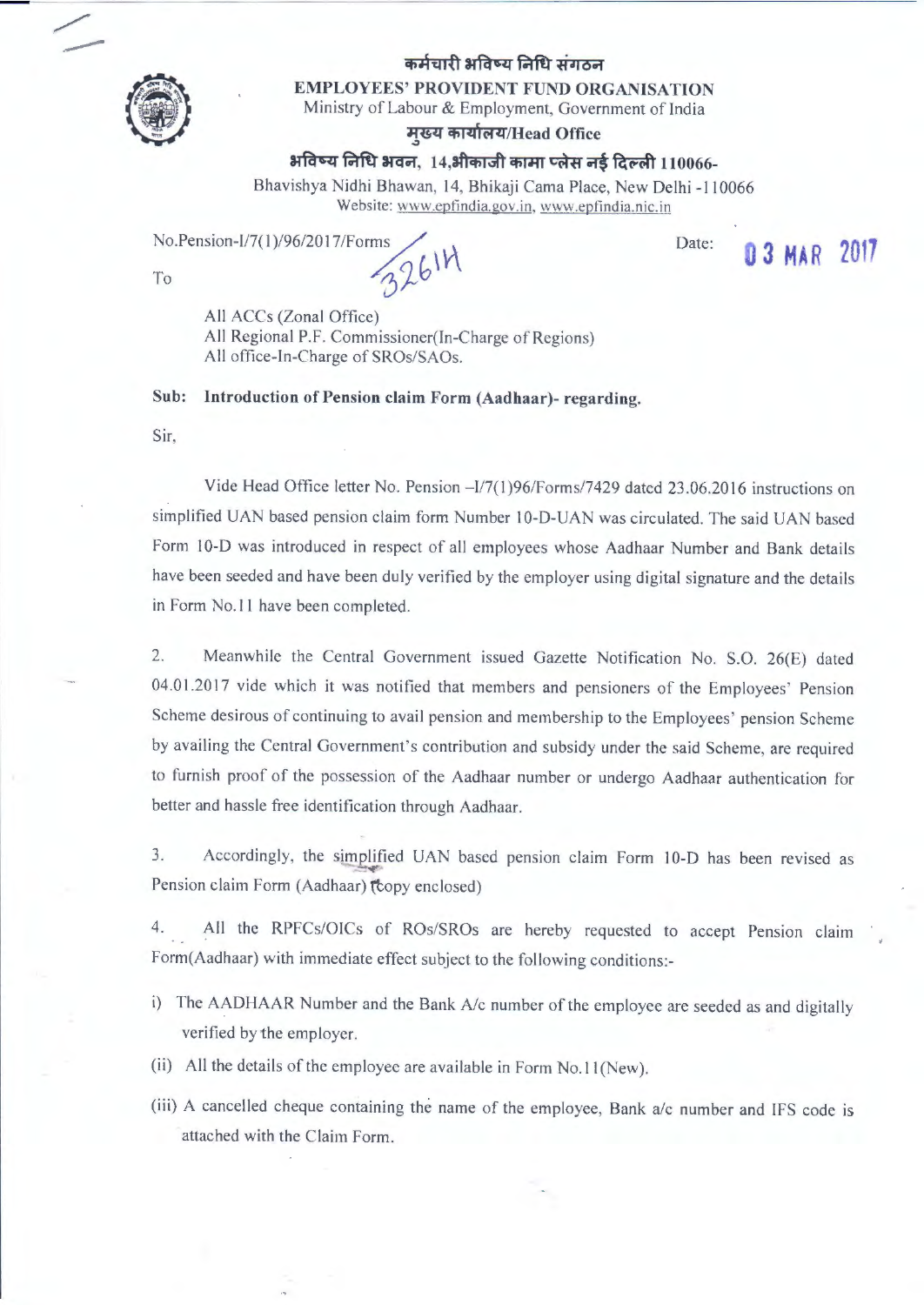**कर्मचारी भविष्य निधि संगठन**

**EMPLOYEES' PROVIDENT FUND ORGANISATION**

Ministry of Labour & Employment, Government of India

**मुख्य कार्यालय/Head Office**

**भविष्य निधि भवन, 14,भीकाजी कामा प्लेस नई दिल्ली 110066-**

Bhavishya Nidhi Bhawan, 14, Bhikaji Cama Place, New Delhi -110066

Website: www.epfindia.gov.in, www.epfindia.nic.in

No.Pension-I/7(1)/96/2017/Forms 32614

Date: 03 MAR 2017

To

All ACCs (Zonal Office)
All Regional P.F. Commissioner(In-Charge of Regions)
All office-In-Charge of SROs/SAOs.

**Sub: Introduction of Pension claim Form (Aadhaar)- regarding.**

Sir,

Vide Head Office letter No. Pension –I/7(1)96/Forms/7429 dated 23.06.2016 instructions on simplified UAN based pension claim form Number 10-D-UAN was circulated. The said UAN based Form 10-D was introduced in respect of all employees whose Aadhaar Number and Bank details have been seeded and have been duly verified by the employer using digital signature and the details in Form No.11 have been completed.

2. Meanwhile the Central Government issued Gazette Notification No. S.O. 26(E) dated 04.01.2017 vide which it was notified that members and pensioners of the Employees' Pension Scheme desirous of continuing to avail pension and membership to the Employees' pension Scheme by availing the Central Government's contribution and subsidy under the said Scheme, are required to furnish proof of the possession of the Aadhaar number or undergo Aadhaar authentication for better and hassle free identification through Aadhaar.

3. Accordingly, the simplified UAN based pension claim Form 10-D has been revised as Pension claim Form (Aadhaar) (copy enclosed)

4. All the RPFCs/OICs of ROs/SROs are hereby requested to accept Pension claim Form(Aadhaar) with immediate effect subject to the following conditions:-

i) The AADHAAR Number and the Bank A/c number of the employee are seeded as and digitally verified by the employer.

(ii) All the details of the employee are available in Form No.11(New).

(iii) A cancelled cheque containing the name of the employee, Bank a/c number and IFS code is attached with the Claim Form.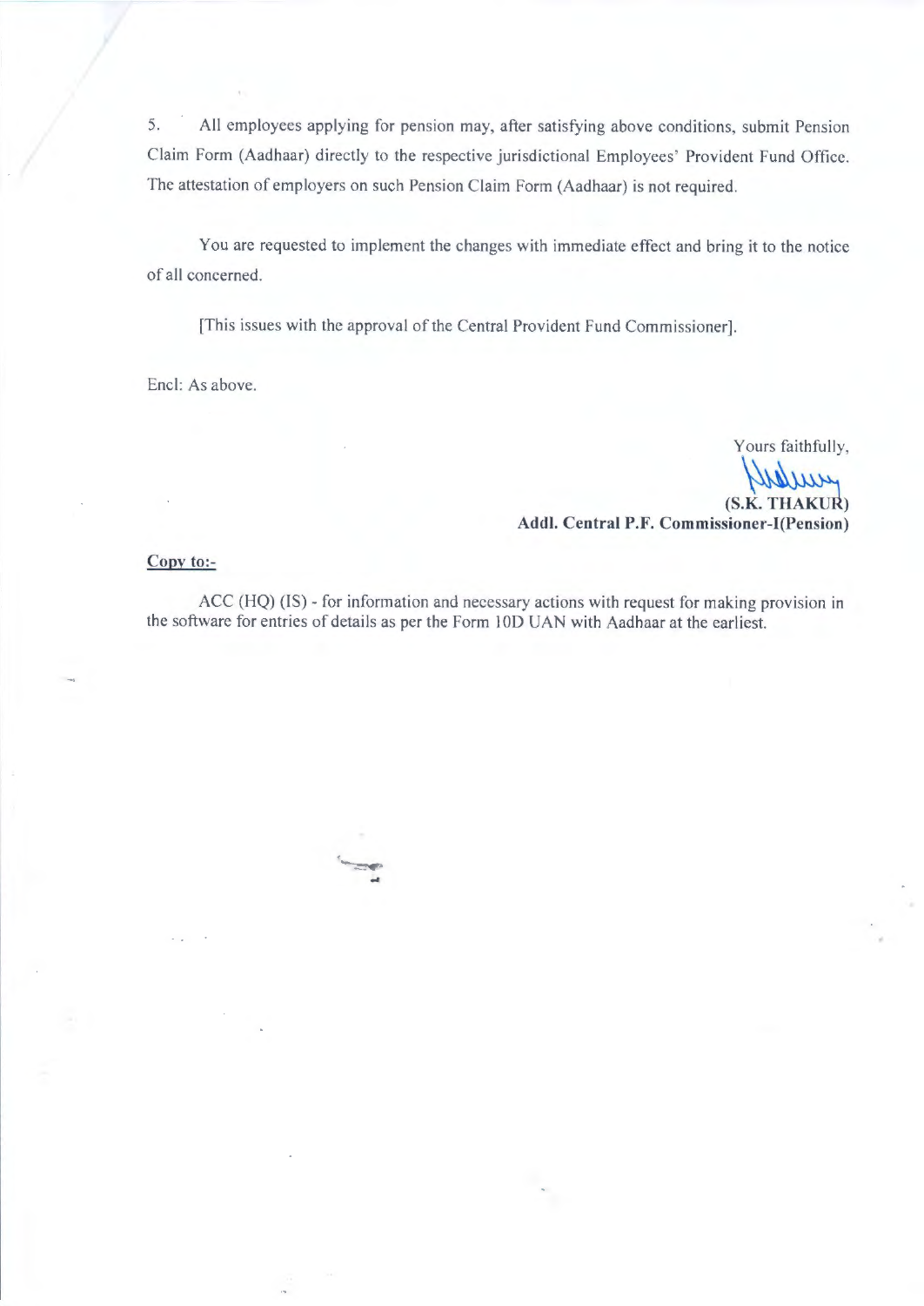5. All employees applying for pension may, after satisfying above conditions, submit Pension Claim Form (Aadhaar) directly to the respective jurisdictional Employees' Provident Fund Office. The attestation of employers on such Pension Claim Form (Aadhaar) is not required.

You are requested to implement the changes with immediate effect and bring it to the notice of all concerned.

[This issues with the approval of the Central Provident Fund Commissioner].

Encl: As above.

Yours faithfully,

**(S.K. THAKUR)**
**Addl. Central P.F. Commissioner-I(Pension)**

**Copy to:-**

ACC (HQ) (IS) - for information and necessary actions with request for making provision in the software for entries of details as per the Form 10D UAN with Aadhaar at the earliest.